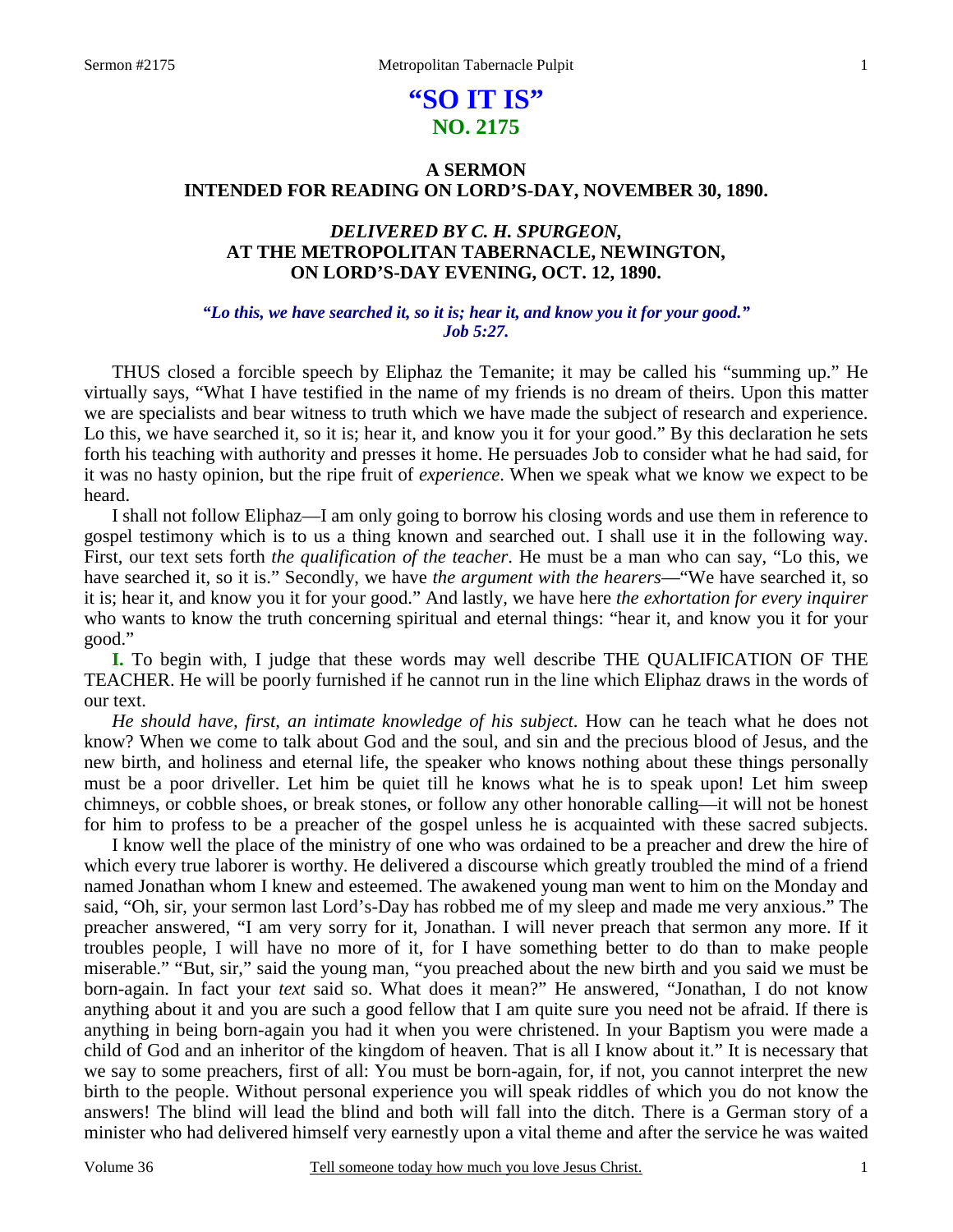# "SO IT IS"
## NO. 2175

### A SERMON
### INTENDED FOR READING ON LORD'S-DAY, NOVEMBER 30, 1890.

### *DELIVERED BY C. H. SPURGEON,*
### AT THE METROPOLITAN TABERNACLE, NEWINGTON,
### ON LORD'S-DAY EVENING, OCT. 12, 1890.

*"Lo this, we have searched it, so it is; hear it, and know you it for your good."*
*Job 5:27.*

THUS closed a forcible speech by Eliphaz the Temanite; it may be called his "summing up." He virtually says, "What I have testified in the name of my friends is no dream of theirs. Upon this matter we are specialists and bear witness to truth which we have made the subject of research and experience. Lo this, we have searched it, so it is; hear it, and know you it for your good." By this declaration he sets forth his teaching with authority and presses it home. He persuades Job to consider what he had said, for it was no hasty opinion, but the ripe fruit of *experience*. When we speak what we know we expect to be heard.

I shall not follow Eliphaz—I am only going to borrow his closing words and use them in reference to gospel testimony which is to us a thing known and searched out. I shall use it in the following way. First, our text sets forth *the qualification of the teacher*. He must be a man who can say, "Lo this, we have searched it, so it is." Secondly, we have *the argument with the hearers*—"We have searched it, so it is; hear it, and know you it for your good." And lastly, we have here *the exhortation for every inquirer* who wants to know the truth concerning spiritual and eternal things: "hear it, and know you it for your good."

**I.** To begin with, I judge that these words may well describe THE QUALIFICATION OF THE TEACHER. He will be poorly furnished if he cannot run in the line which Eliphaz draws in the words of our text.

*He should have, first, an intimate knowledge of his subject*. How can he teach what he does not know? When we come to talk about God and the soul, and sin and the precious blood of Jesus, and the new birth, and holiness and eternal life, the speaker who knows nothing about these things personally must be a poor driveller. Let him be quiet till he knows what he is to speak upon! Let him sweep chimneys, or cobble shoes, or break stones, or follow any other honorable calling—it will not be honest for him to profess to be a preacher of the gospel unless he is acquainted with these sacred subjects.

I know well the place of the ministry of one who was ordained to be a preacher and drew the hire of which every true laborer is worthy. He delivered a discourse which greatly troubled the mind of a friend named Jonathan whom I knew and esteemed. The awakened young man went to him on the Monday and said, "Oh, sir, your sermon last Lord's-Day has robbed me of my sleep and made me very anxious." The preacher answered, "I am very sorry for it, Jonathan. I will never preach that sermon any more. If it troubles people, I will have no more of it, for I have something better to do than to make people miserable." "But, sir," said the young man, "you preached about the new birth and you said we must be born-again. In fact your *text* said so. What does it mean?" He answered, "Jonathan, I do not know anything about it and you are such a good fellow that I am quite sure you need not be afraid. If there is anything in being born-again you had it when you were christened. In your Baptism you were made a child of God and an inheritor of the kingdom of heaven. That is all I know about it." It is necessary that we say to some preachers, first of all: You must be born-again, for, if not, you cannot interpret the new birth to the people. Without personal experience you will speak riddles of which you do not know the answers! The blind will lead the blind and both will fall into the ditch. There is a German story of a minister who had delivered himself very earnestly upon a vital theme and after the service he was waited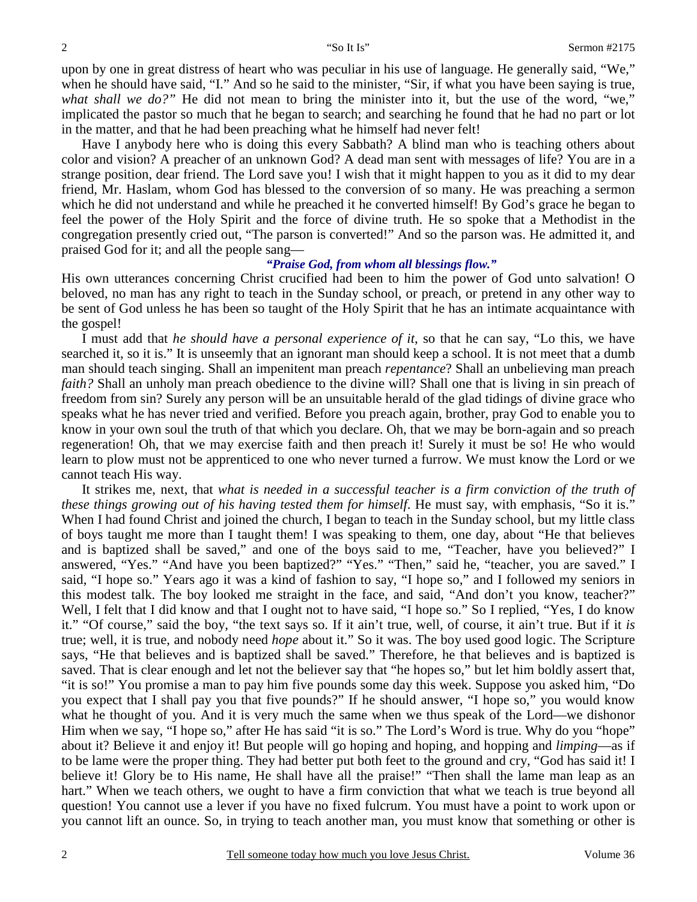upon by one in great distress of heart who was peculiar in his use of language. He generally said, "We," when he should have said, "I." And so he said to the minister, "Sir, if what you have been saying is true, *what shall we do?"* He did not mean to bring the minister into it, but the use of the word, "we," implicated the pastor so much that he began to search; and searching he found that he had no part or lot in the matter, and that he had been preaching what he himself had never felt!

Have I anybody here who is doing this every Sabbath? A blind man who is teaching others about color and vision? A preacher of an unknown God? A dead man sent with messages of life? You are in a strange position, dear friend. The Lord save you! I wish that it might happen to you as it did to my dear friend, Mr. Haslam, whom God has blessed to the conversion of so many. He was preaching a sermon which he did not understand and while he preached it he converted himself! By God's grace he began to feel the power of the Holy Spirit and the force of divine truth. He so spoke that a Methodist in the congregation presently cried out, "The parson is converted!" And so the parson was. He admitted it, and praised God for it; and all the people sang—

*"Praise God, from whom all blessings flow."*

His own utterances concerning Christ crucified had been to him the power of God unto salvation! O beloved, no man has any right to teach in the Sunday school, or preach, or pretend in any other way to be sent of God unless he has been so taught of the Holy Spirit that he has an intimate acquaintance with the gospel!

I must add that *he should have a personal experience of it*, so that he can say, "Lo this, we have searched it, so it is." It is unseemly that an ignorant man should keep a school. It is not meet that a dumb man should teach singing. Shall an impenitent man preach *repentance*? Shall an unbelieving man preach *faith?* Shall an unholy man preach obedience to the divine will? Shall one that is living in sin preach of freedom from sin? Surely any person will be an unsuitable herald of the glad tidings of divine grace who speaks what he has never tried and verified. Before you preach again, brother, pray God to enable you to know in your own soul the truth of that which you declare. Oh, that we may be born-again and so preach regeneration! Oh, that we may exercise faith and then preach it! Surely it must be so! He who would learn to plow must not be apprenticed to one who never turned a furrow. We must know the Lord or we cannot teach His way.

It strikes me, next, that *what is needed in a successful teacher is a firm conviction of the truth of these things growing out of his having tested them for himself*. He must say, with emphasis, "So it is." When I had found Christ and joined the church, I began to teach in the Sunday school, but my little class of boys taught me more than I taught them! I was speaking to them, one day, about "He that believes and is baptized shall be saved," and one of the boys said to me, "Teacher, have you believed?" I answered, "Yes." "And have you been baptized?" "Yes." "Then," said he, "teacher, you are saved." I said, "I hope so." Years ago it was a kind of fashion to say, "I hope so," and I followed my seniors in this modest talk. The boy looked me straight in the face, and said, "And don't you know, teacher?" Well, I felt that I did know and that I ought not to have said, "I hope so." So I replied, "Yes, I do know it." "Of course," said the boy, "the text says so. If it ain't true, well, of course, it ain't true. But if it *is* true; well, it is true, and nobody need *hope* about it." So it was. The boy used good logic. The Scripture says, "He that believes and is baptized shall be saved." Therefore, he that believes and is baptized is saved. That is clear enough and let not the believer say that "he hopes so," but let him boldly assert that, "it is so!" You promise a man to pay him five pounds some day this week. Suppose you asked him, "Do you expect that I shall pay you that five pounds?" If he should answer, "I hope so," you would know what he thought of you. And it is very much the same when we thus speak of the Lord—we dishonor Him when we say, "I hope so," after He has said "it is so." The Lord's Word is true. Why do you "hope" about it? Believe it and enjoy it! But people will go hoping and hoping, and hopping and *limping*—as if to be lame were the proper thing. They had better put both feet to the ground and cry, "God has said it! I believe it! Glory be to His name, He shall have all the praise!" "Then shall the lame man leap as an hart." When we teach others, we ought to have a firm conviction that what we teach is true beyond all question! You cannot use a lever if you have no fixed fulcrum. You must have a point to work upon or you cannot lift an ounce. So, in trying to teach another man, you must know that something or other is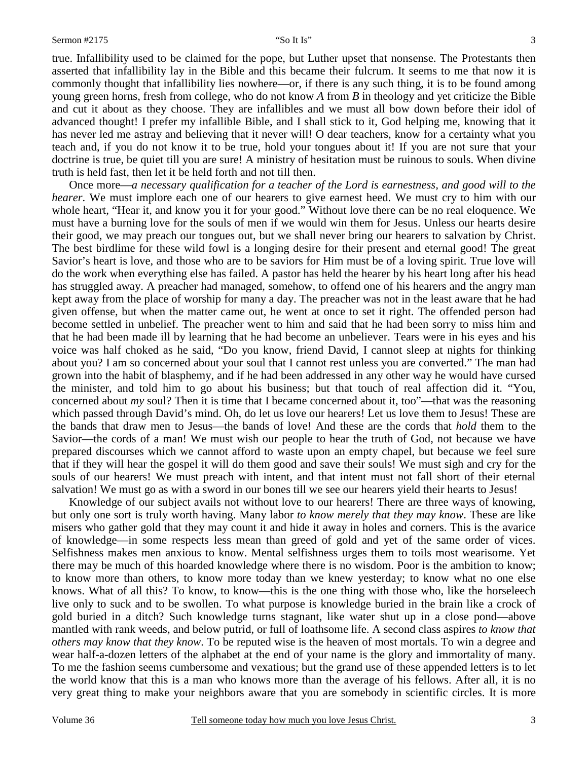true. Infallibility used to be claimed for the pope, but Luther upset that nonsense. The Protestants then asserted that infallibility lay in the Bible and this became their fulcrum. It seems to me that now it is commonly thought that infallibility lies nowhere—or, if there is any such thing, it is to be found among young green horns, fresh from college, who do not know *A* from *B* in theology and yet criticize the Bible and cut it about as they choose. They are infallibles and we must all bow down before their idol of advanced thought! I prefer my infallible Bible, and I shall stick to it, God helping me, knowing that it has never led me astray and believing that it never will! O dear teachers, know for a certainty what you teach and, if you do not know it to be true, hold your tongues about it! If you are not sure that your doctrine is true, be quiet till you are sure! A ministry of hesitation must be ruinous to souls. When divine truth is held fast, then let it be held forth and not till then.

Once more—*a necessary qualification for a teacher of the Lord is earnestness, and good will to the hearer*. We must implore each one of our hearers to give earnest heed. We must cry to him with our whole heart, "Hear it, and know you it for your good." Without love there can be no real eloquence. We must have a burning love for the souls of men if we would win them for Jesus. Unless our hearts desire their good, we may preach our tongues out, but we shall never bring our hearers to salvation by Christ. The best birdlime for these wild fowl is a longing desire for their present and eternal good! The great Savior's heart is love, and those who are to be saviors for Him must be of a loving spirit. True love will do the work when everything else has failed. A pastor has held the hearer by his heart long after his head has struggled away. A preacher had managed, somehow, to offend one of his hearers and the angry man kept away from the place of worship for many a day. The preacher was not in the least aware that he had given offense, but when the matter came out, he went at once to set it right. The offended person had become settled in unbelief. The preacher went to him and said that he had been sorry to miss him and that he had been made ill by learning that he had become an unbeliever. Tears were in his eyes and his voice was half choked as he said, "Do you know, friend David, I cannot sleep at nights for thinking about you? I am so concerned about your soul that I cannot rest unless you are converted." The man had grown into the habit of blasphemy, and if he had been addressed in any other way he would have cursed the minister, and told him to go about his business; but that touch of real affection did it. "You, concerned about *my* soul? Then it is time that I became concerned about it, too"—that was the reasoning which passed through David's mind. Oh, do let us love our hearers! Let us love them to Jesus! These are the bands that draw men to Jesus—the bands of love! And these are the cords that *hold* them to the Savior—the cords of a man! We must wish our people to hear the truth of God, not because we have prepared discourses which we cannot afford to waste upon an empty chapel, but because we feel sure that if they will hear the gospel it will do them good and save their souls! We must sigh and cry for the souls of our hearers! We must preach with intent, and that intent must not fall short of their eternal salvation! We must go as with a sword in our bones till we see our hearers yield their hearts to Jesus!

Knowledge of our subject avails not without love to our hearers! There are three ways of knowing, but only one sort is truly worth having. Many labor *to know merely that they may know*. These are like misers who gather gold that they may count it and hide it away in holes and corners. This is the avarice of knowledge—in some respects less mean than greed of gold and yet of the same order of vices. Selfishness makes men anxious to know. Mental selfishness urges them to toils most wearisome. Yet there may be much of this hoarded knowledge where there is no wisdom. Poor is the ambition to know; to know more than others, to know more today than we knew yesterday; to know what no one else knows. What of all this? To know, to know—this is the one thing with those who, like the horseleech live only to suck and to be swollen. To what purpose is knowledge buried in the brain like a crock of gold buried in a ditch? Such knowledge turns stagnant, like water shut up in a close pond—above mantled with rank weeds, and below putrid, or full of loathsome life. A second class aspires *to know that others may know that they know*. To be reputed wise is the heaven of most mortals. To win a degree and wear half-a-dozen letters of the alphabet at the end of your name is the glory and immortality of many. To me the fashion seems cumbersome and vexatious; but the grand use of these appended letters is to let the world know that this is a man who knows more than the average of his fellows. After all, it is no very great thing to make your neighbors aware that you are somebody in scientific circles. It is more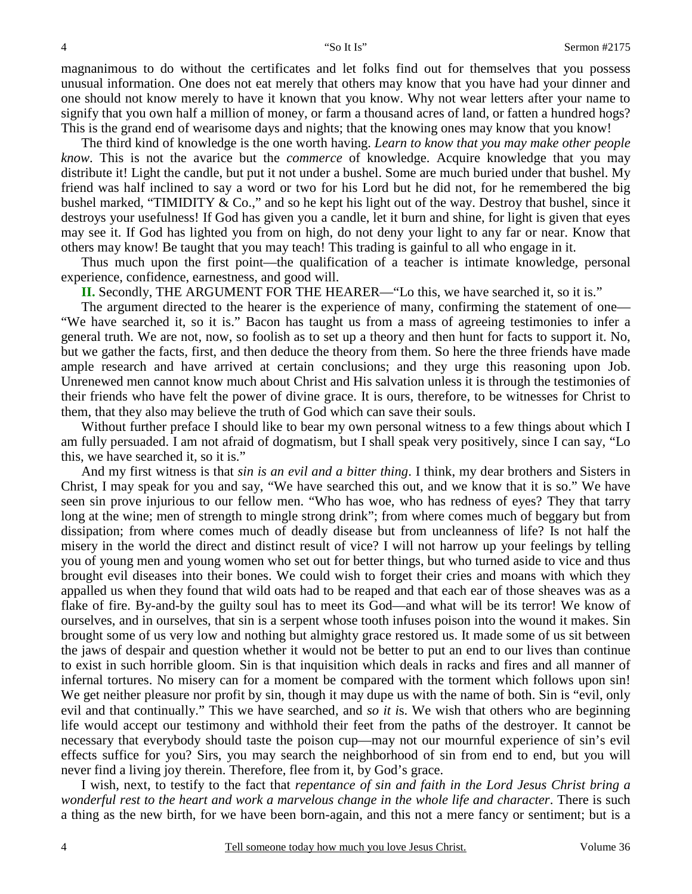magnanimous to do without the certificates and let folks find out for themselves that you possess unusual information. One does not eat merely that others may know that you have had your dinner and one should not know merely to have it known that you know. Why not wear letters after your name to signify that you own half a million of money, or farm a thousand acres of land, or fatten a hundred hogs? This is the grand end of wearisome days and nights; that the knowing ones may know that you know!

The third kind of knowledge is the one worth having. *Learn to know that you may make other people know*. This is not the avarice but the *commerce* of knowledge. Acquire knowledge that you may distribute it! Light the candle, but put it not under a bushel. Some are much buried under that bushel. My friend was half inclined to say a word or two for his Lord but he did not, for he remembered the big bushel marked, "TIMIDITY & Co.," and so he kept his light out of the way. Destroy that bushel, since it destroys your usefulness! If God has given you a candle, let it burn and shine, for light is given that eyes may see it. If God has lighted you from on high, do not deny your light to any far or near. Know that others may know! Be taught that you may teach! This trading is gainful to all who engage in it.

Thus much upon the first point—the qualification of a teacher is intimate knowledge, personal experience, confidence, earnestness, and good will.

**II.** Secondly, THE ARGUMENT FOR THE HEARER—"Lo this, we have searched it, so it is."

The argument directed to the hearer is the experience of many, confirming the statement of one—"We have searched it, so it is." Bacon has taught us from a mass of agreeing testimonies to infer a general truth. We are not, now, so foolish as to set up a theory and then hunt for facts to support it. No, but we gather the facts, first, and then deduce the theory from them. So here the three friends have made ample research and have arrived at certain conclusions; and they urge this reasoning upon Job. Unrenewed men cannot know much about Christ and His salvation unless it is through the testimonies of their friends who have felt the power of divine grace. It is ours, therefore, to be witnesses for Christ to them, that they also may believe the truth of God which can save their souls.

Without further preface I should like to bear my own personal witness to a few things about which I am fully persuaded. I am not afraid of dogmatism, but I shall speak very positively, since I can say, "Lo this, we have searched it, so it is."

And my first witness is that *sin is an evil and a bitter thing*. I think, my dear brothers and Sisters in Christ, I may speak for you and say, "We have searched this out, and we know that it is so." We have seen sin prove injurious to our fellow men. "Who has woe, who has redness of eyes? They that tarry long at the wine; men of strength to mingle strong drink"; from where comes much of beggary but from dissipation; from where comes much of deadly disease but from uncleanness of life? Is not half the misery in the world the direct and distinct result of vice? I will not harrow up your feelings by telling you of young men and young women who set out for better things, but who turned aside to vice and thus brought evil diseases into their bones. We could wish to forget their cries and moans with which they appalled us when they found that wild oats had to be reaped and that each ear of those sheaves was as a flake of fire. By-and-by the guilty soul has to meet its God—and what will be its terror! We know of ourselves, and in ourselves, that sin is a serpent whose tooth infuses poison into the wound it makes. Sin brought some of us very low and nothing but almighty grace restored us. It made some of us sit between the jaws of despair and question whether it would not be better to put an end to our lives than continue to exist in such horrible gloom. Sin is that inquisition which deals in racks and fires and all manner of infernal tortures. No misery can for a moment be compared with the torment which follows upon sin! We get neither pleasure nor profit by sin, though it may dupe us with the name of both. Sin is "evil, only evil and that continually." This we have searched, and *so it i*s. We wish that others who are beginning life would accept our testimony and withhold their feet from the paths of the destroyer. It cannot be necessary that everybody should taste the poison cup—may not our mournful experience of sin's evil effects suffice for you? Sirs, you may search the neighborhood of sin from end to end, but you will never find a living joy therein. Therefore, flee from it, by God's grace.

I wish, next, to testify to the fact that *repentance of sin and faith in the Lord Jesus Christ bring a wonderful rest to the heart and work a marvelous change in the whole life and character*. There is such a thing as the new birth, for we have been born-again, and this not a mere fancy or sentiment; but is a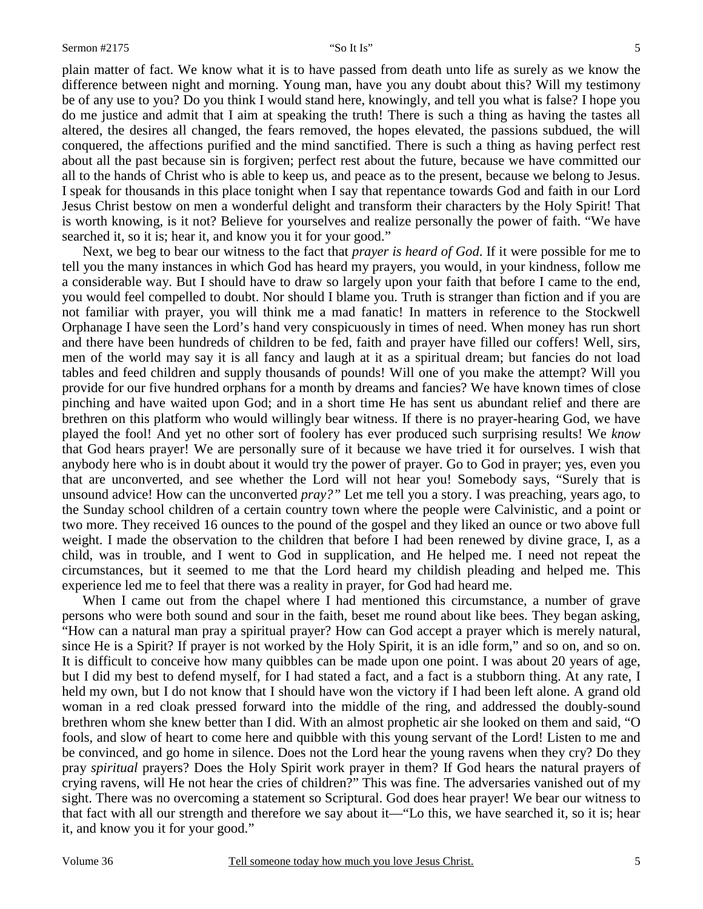plain matter of fact. We know what it is to have passed from death unto life as surely as we know the difference between night and morning. Young man, have you any doubt about this? Will my testimony be of any use to you? Do you think I would stand here, knowingly, and tell you what is false? I hope you do me justice and admit that I aim at speaking the truth! There is such a thing as having the tastes all altered, the desires all changed, the fears removed, the hopes elevated, the passions subdued, the will conquered, the affections purified and the mind sanctified. There is such a thing as having perfect rest about all the past because sin is forgiven; perfect rest about the future, because we have committed our all to the hands of Christ who is able to keep us, and peace as to the present, because we belong to Jesus. I speak for thousands in this place tonight when I say that repentance towards God and faith in our Lord Jesus Christ bestow on men a wonderful delight and transform their characters by the Holy Spirit! That is worth knowing, is it not? Believe for yourselves and realize personally the power of faith. "We have searched it, so it is; hear it, and know you it for your good."

Next, we beg to bear our witness to the fact that *prayer is heard of God*. If it were possible for me to tell you the many instances in which God has heard my prayers, you would, in your kindness, follow me a considerable way. But I should have to draw so largely upon your faith that before I came to the end, you would feel compelled to doubt. Nor should I blame you. Truth is stranger than fiction and if you are not familiar with prayer, you will think me a mad fanatic! In matters in reference to the Stockwell Orphanage I have seen the Lord's hand very conspicuously in times of need. When money has run short and there have been hundreds of children to be fed, faith and prayer have filled our coffers! Well, sirs, men of the world may say it is all fancy and laugh at it as a spiritual dream; but fancies do not load tables and feed children and supply thousands of pounds! Will one of you make the attempt? Will you provide for our five hundred orphans for a month by dreams and fancies? We have known times of close pinching and have waited upon God; and in a short time He has sent us abundant relief and there are brethren on this platform who would willingly bear witness. If there is no prayer-hearing God, we have played the fool! And yet no other sort of foolery has ever produced such surprising results! We *know* that God hears prayer! We are personally sure of it because we have tried it for ourselves. I wish that anybody here who is in doubt about it would try the power of prayer. Go to God in prayer; yes, even you that are unconverted, and see whether the Lord will not hear you! Somebody says, "Surely that is unsound advice! How can the unconverted *pray?"* Let me tell you a story. I was preaching, years ago, to the Sunday school children of a certain country town where the people were Calvinistic, and a point or two more. They received 16 ounces to the pound of the gospel and they liked an ounce or two above full weight. I made the observation to the children that before I had been renewed by divine grace, I, as a child, was in trouble, and I went to God in supplication, and He helped me. I need not repeat the circumstances, but it seemed to me that the Lord heard my childish pleading and helped me. This experience led me to feel that there was a reality in prayer, for God had heard me.

When I came out from the chapel where I had mentioned this circumstance, a number of grave persons who were both sound and sour in the faith, beset me round about like bees. They began asking, "How can a natural man pray a spiritual prayer? How can God accept a prayer which is merely natural, since He is a Spirit? If prayer is not worked by the Holy Spirit, it is an idle form," and so on, and so on. It is difficult to conceive how many quibbles can be made upon one point. I was about 20 years of age, but I did my best to defend myself, for I had stated a fact, and a fact is a stubborn thing. At any rate, I held my own, but I do not know that I should have won the victory if I had been left alone. A grand old woman in a red cloak pressed forward into the middle of the ring, and addressed the doubly-sound brethren whom she knew better than I did. With an almost prophetic air she looked on them and said, "O fools, and slow of heart to come here and quibble with this young servant of the Lord! Listen to me and be convinced, and go home in silence. Does not the Lord hear the young ravens when they cry? Do they pray *spiritual* prayers? Does the Holy Spirit work prayer in them? If God hears the natural prayers of crying ravens, will He not hear the cries of children?" This was fine. The adversaries vanished out of my sight. There was no overcoming a statement so Scriptural. God does hear prayer! We bear our witness to that fact with all our strength and therefore we say about it—"Lo this, we have searched it, so it is; hear it, and know you it for your good."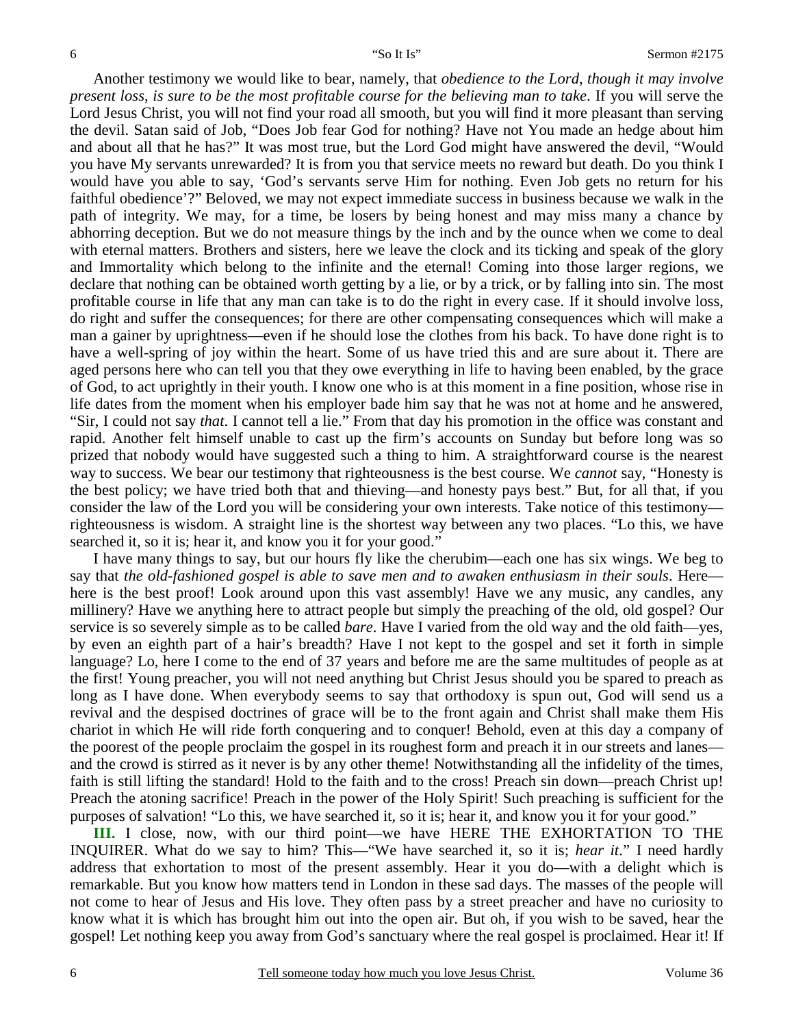Another testimony we would like to bear, namely, that *obedience to the Lord, though it may involve present loss, is sure to be the most profitable course for the believing man to take*. If you will serve the Lord Jesus Christ, you will not find your road all smooth, but you will find it more pleasant than serving the devil. Satan said of Job, "Does Job fear God for nothing? Have not You made an hedge about him and about all that he has?" It was most true, but the Lord God might have answered the devil, "Would you have My servants unrewarded? It is from you that service meets no reward but death. Do you think I would have you able to say, 'God's servants serve Him for nothing. Even Job gets no return for his faithful obedience'?" Beloved, we may not expect immediate success in business because we walk in the path of integrity. We may, for a time, be losers by being honest and may miss many a chance by abhorring deception. But we do not measure things by the inch and by the ounce when we come to deal with eternal matters. Brothers and sisters, here we leave the clock and its ticking and speak of the glory and Immortality which belong to the infinite and the eternal! Coming into those larger regions, we declare that nothing can be obtained worth getting by a lie, or by a trick, or by falling into sin. The most profitable course in life that any man can take is to do the right in every case. If it should involve loss, do right and suffer the consequences; for there are other compensating consequences which will make a man a gainer by uprightness—even if he should lose the clothes from his back. To have done right is to have a well-spring of joy within the heart. Some of us have tried this and are sure about it. There are aged persons here who can tell you that they owe everything in life to having been enabled, by the grace of God, to act uprightly in their youth. I know one who is at this moment in a fine position, whose rise in life dates from the moment when his employer bade him say that he was not at home and he answered, "Sir, I could not say *that*. I cannot tell a lie." From that day his promotion in the office was constant and rapid. Another felt himself unable to cast up the firm's accounts on Sunday but before long was so prized that nobody would have suggested such a thing to him. A straightforward course is the nearest way to success. We bear our testimony that righteousness is the best course. We *cannot* say, "Honesty is the best policy; we have tried both that and thieving—and honesty pays best." But, for all that, if you consider the law of the Lord you will be considering your own interests. Take notice of this testimony—righteousness is wisdom. A straight line is the shortest way between any two places. "Lo this, we have searched it, so it is; hear it, and know you it for your good."

I have many things to say, but our hours fly like the cherubim—each one has six wings. We beg to say that *the old-fashioned gospel is able to save men and to awaken enthusiasm in their souls*. Here—here is the best proof! Look around upon this vast assembly! Have we any music, any candles, any millinery? Have we anything here to attract people but simply the preaching of the old, old gospel? Our service is so severely simple as to be called *bare*. Have I varied from the old way and the old faith—yes, by even an eighth part of a hair's breadth? Have I not kept to the gospel and set it forth in simple language? Lo, here I come to the end of 37 years and before me are the same multitudes of people as at the first! Young preacher, you will not need anything but Christ Jesus should you be spared to preach as long as I have done. When everybody seems to say that orthodoxy is spun out, God will send us a revival and the despised doctrines of grace will be to the front again and Christ shall make them His chariot in which He will ride forth conquering and to conquer! Behold, even at this day a company of the poorest of the people proclaim the gospel in its roughest form and preach it in our streets and lanes—and the crowd is stirred as it never is by any other theme! Notwithstanding all the infidelity of the times, faith is still lifting the standard! Hold to the faith and to the cross! Preach sin down—preach Christ up! Preach the atoning sacrifice! Preach in the power of the Holy Spirit! Such preaching is sufficient for the purposes of salvation! "Lo this, we have searched it, so it is; hear it, and know you it for your good."

**III.** I close, now, with our third point—we have HERE THE EXHORTATION TO THE INQUIRER. What do we say to him? This—"We have searched it, so it is; *hear it*." I need hardly address that exhortation to most of the present assembly. Hear it you do—with a delight which is remarkable. But you know how matters tend in London in these sad days. The masses of the people will not come to hear of Jesus and His love. They often pass by a street preacher and have no curiosity to know what it is which has brought him out into the open air. But oh, if you wish to be saved, hear the gospel! Let nothing keep you away from God's sanctuary where the real gospel is proclaimed. Hear it! If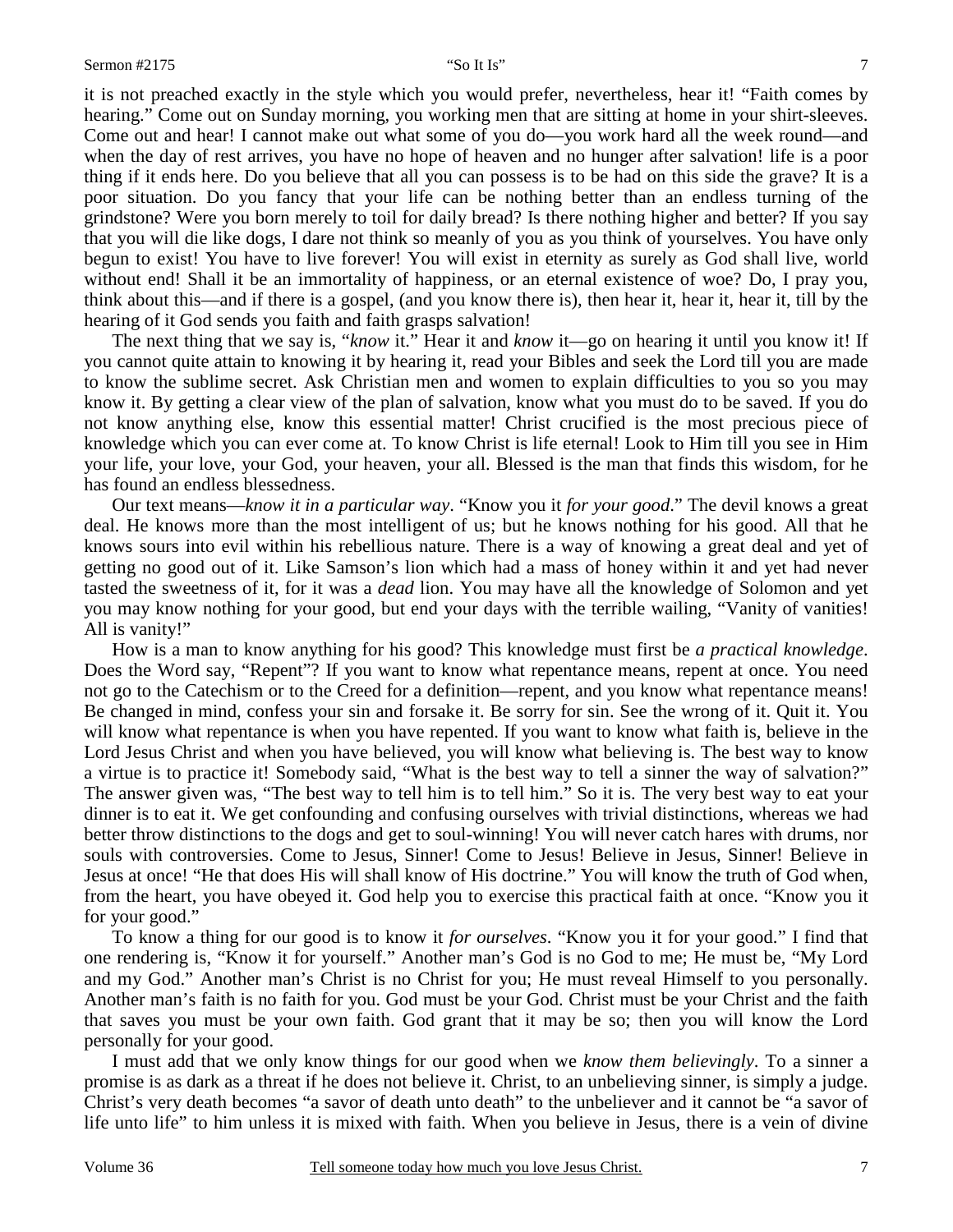it is not preached exactly in the style which you would prefer, nevertheless, hear it! "Faith comes by hearing." Come out on Sunday morning, you working men that are sitting at home in your shirt-sleeves. Come out and hear! I cannot make out what some of you do—you work hard all the week round—and when the day of rest arrives, you have no hope of heaven and no hunger after salvation! life is a poor thing if it ends here. Do you believe that all you can possess is to be had on this side the grave? It is a poor situation. Do you fancy that your life can be nothing better than an endless turning of the grindstone? Were you born merely to toil for daily bread? Is there nothing higher and better? If you say that you will die like dogs, I dare not think so meanly of you as you think of yourselves. You have only begun to exist! You have to live forever! You will exist in eternity as surely as God shall live, world without end! Shall it be an immortality of happiness, or an eternal existence of woe? Do, I pray you, think about this—and if there is a gospel, (and you know there is), then hear it, hear it, hear it, till by the hearing of it God sends you faith and faith grasps salvation!

The next thing that we say is, "*know* it." Hear it and *know* it—go on hearing it until you know it! If you cannot quite attain to knowing it by hearing it, read your Bibles and seek the Lord till you are made to know the sublime secret. Ask Christian men and women to explain difficulties to you so you may know it. By getting a clear view of the plan of salvation, know what you must do to be saved. If you do not know anything else, know this essential matter! Christ crucified is the most precious piece of knowledge which you can ever come at. To know Christ is life eternal! Look to Him till you see in Him your life, your love, your God, your heaven, your all. Blessed is the man that finds this wisdom, for he has found an endless blessedness.

Our text means—*know it in a particular way*. "Know you it *for your good*." The devil knows a great deal. He knows more than the most intelligent of us; but he knows nothing for his good. All that he knows sours into evil within his rebellious nature. There is a way of knowing a great deal and yet of getting no good out of it. Like Samson's lion which had a mass of honey within it and yet had never tasted the sweetness of it, for it was a *dead* lion. You may have all the knowledge of Solomon and yet you may know nothing for your good, but end your days with the terrible wailing, "Vanity of vanities! All is vanity!"

How is a man to know anything for his good? This knowledge must first be *a practical knowledge*. Does the Word say, "Repent"? If you want to know what repentance means, repent at once. You need not go to the Catechism or to the Creed for a definition—repent, and you know what repentance means! Be changed in mind, confess your sin and forsake it. Be sorry for sin. See the wrong of it. Quit it. You will know what repentance is when you have repented. If you want to know what faith is, believe in the Lord Jesus Christ and when you have believed, you will know what believing is. The best way to know a virtue is to practice it! Somebody said, "What is the best way to tell a sinner the way of salvation?" The answer given was, "The best way to tell him is to tell him." So it is. The very best way to eat your dinner is to eat it. We get confounding and confusing ourselves with trivial distinctions, whereas we had better throw distinctions to the dogs and get to soul-winning! You will never catch hares with drums, nor souls with controversies. Come to Jesus, Sinner! Come to Jesus! Believe in Jesus, Sinner! Believe in Jesus at once! "He that does His will shall know of His doctrine." You will know the truth of God when, from the heart, you have obeyed it. God help you to exercise this practical faith at once. "Know you it for your good."

To know a thing for our good is to know it *for ourselves*. "Know you it for your good." I find that one rendering is, "Know it for yourself." Another man's God is no God to me; He must be, "My Lord and my God." Another man's Christ is no Christ for you; He must reveal Himself to you personally. Another man's faith is no faith for you. God must be your God. Christ must be your Christ and the faith that saves you must be your own faith. God grant that it may be so; then you will know the Lord personally for your good.

I must add that we only know things for our good when we *know them believingly*. To a sinner a promise is as dark as a threat if he does not believe it. Christ, to an unbelieving sinner, is simply a judge. Christ's very death becomes "a savor of death unto death" to the unbeliever and it cannot be "a savor of life unto life" to him unless it is mixed with faith. When you believe in Jesus, there is a vein of divine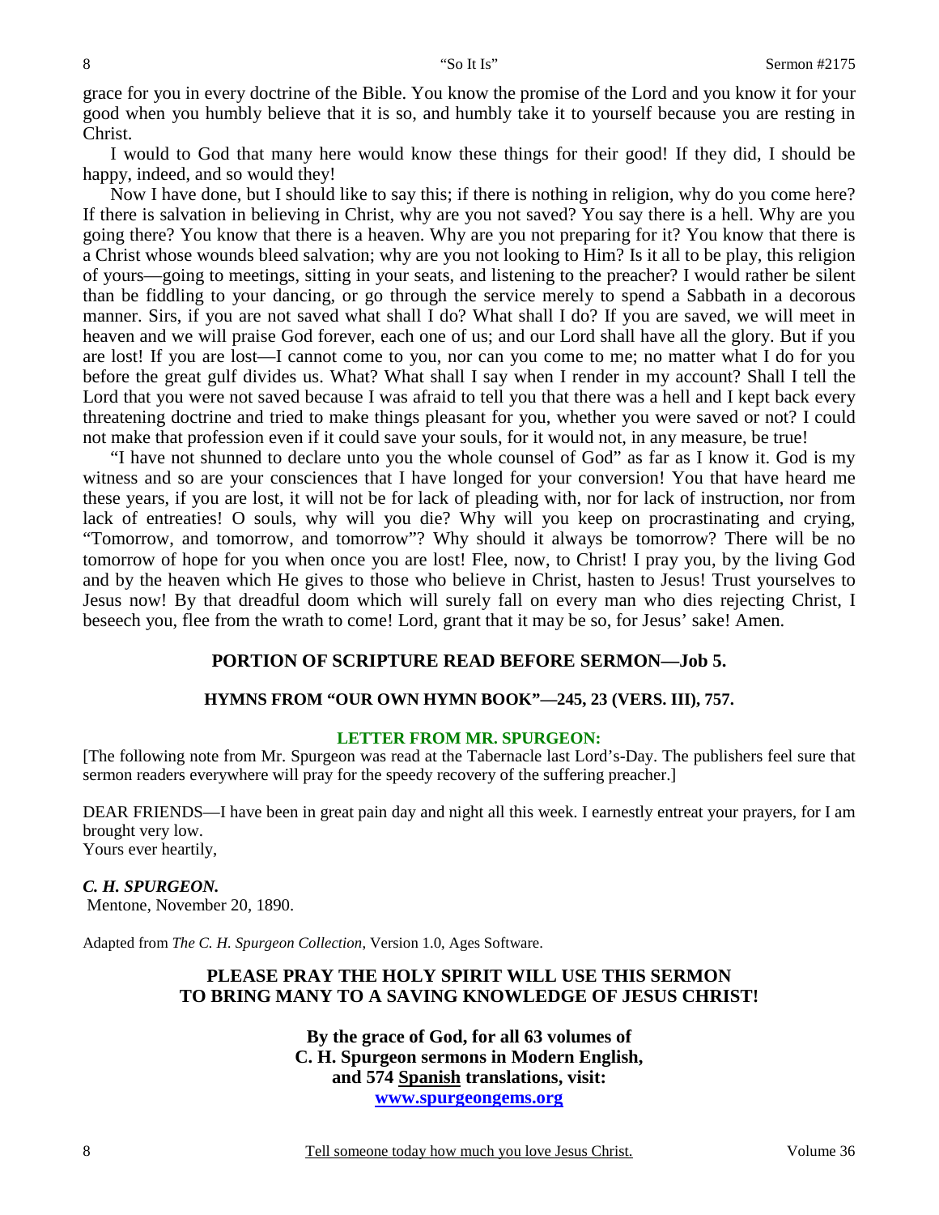grace for you in every doctrine of the Bible. You know the promise of the Lord and you know it for your good when you humbly believe that it is so, and humbly take it to yourself because you are resting in Christ.

I would to God that many here would know these things for their good! If they did, I should be happy, indeed, and so would they!

Now I have done, but I should like to say this; if there is nothing in religion, why do you come here? If there is salvation in believing in Christ, why are you not saved? You say there is a hell. Why are you going there? You know that there is a heaven. Why are you not preparing for it? You know that there is a Christ whose wounds bleed salvation; why are you not looking to Him? Is it all to be play, this religion of yours—going to meetings, sitting in your seats, and listening to the preacher? I would rather be silent than be fiddling to your dancing, or go through the service merely to spend a Sabbath in a decorous manner. Sirs, if you are not saved what shall I do? What shall I do? If you are saved, we will meet in heaven and we will praise God forever, each one of us; and our Lord shall have all the glory. But if you are lost! If you are lost—I cannot come to you, nor can you come to me; no matter what I do for you before the great gulf divides us. What? What shall I say when I render in my account? Shall I tell the Lord that you were not saved because I was afraid to tell you that there was a hell and I kept back every threatening doctrine and tried to make things pleasant for you, whether you were saved or not? I could not make that profession even if it could save your souls, for it would not, in any measure, be true!

"I have not shunned to declare unto you the whole counsel of God" as far as I know it. God is my witness and so are your consciences that I have longed for your conversion! You that have heard me these years, if you are lost, it will not be for lack of pleading with, nor for lack of instruction, nor from lack of entreaties! O souls, why will you die? Why will you keep on procrastinating and crying, "Tomorrow, and tomorrow, and tomorrow"? Why should it always be tomorrow? There will be no tomorrow of hope for you when once you are lost! Flee, now, to Christ! I pray you, by the living God and by the heaven which He gives to those who believe in Christ, hasten to Jesus! Trust yourselves to Jesus now! By that dreadful doom which will surely fall on every man who dies rejecting Christ, I beseech you, flee from the wrath to come! Lord, grant that it may be so, for Jesus' sake! Amen.

## PORTION OF SCRIPTURE READ BEFORE SERMON—Job 5.

### HYMNS FROM "OUR OWN HYMN BOOK"—245, 23 (VERS. III), 757.

### LETTER FROM MR. SPURGEON:

[The following note from Mr. Spurgeon was read at the Tabernacle last Lord's-Day. The publishers feel sure that sermon readers everywhere will pray for the speedy recovery of the suffering preacher.]

DEAR FRIENDS—I have been in great pain day and night all this week. I earnestly entreat your prayers, for I am brought very low.
Yours ever heartily,

***C. H. SPURGEON.***
Mentone, November 20, 1890.

Adapted from *The C. H. Spurgeon Collection*, Version 1.0, Ages Software.

**PLEASE PRAY THE HOLY SPIRIT WILL USE THIS SERMON TO BRING MANY TO A SAVING KNOWLEDGE OF JESUS CHRIST!**

**By the grace of God, for all 63 volumes of C. H. Spurgeon sermons in Modern English, and 574 Spanish translations, visit: www.spurgeongems.org**